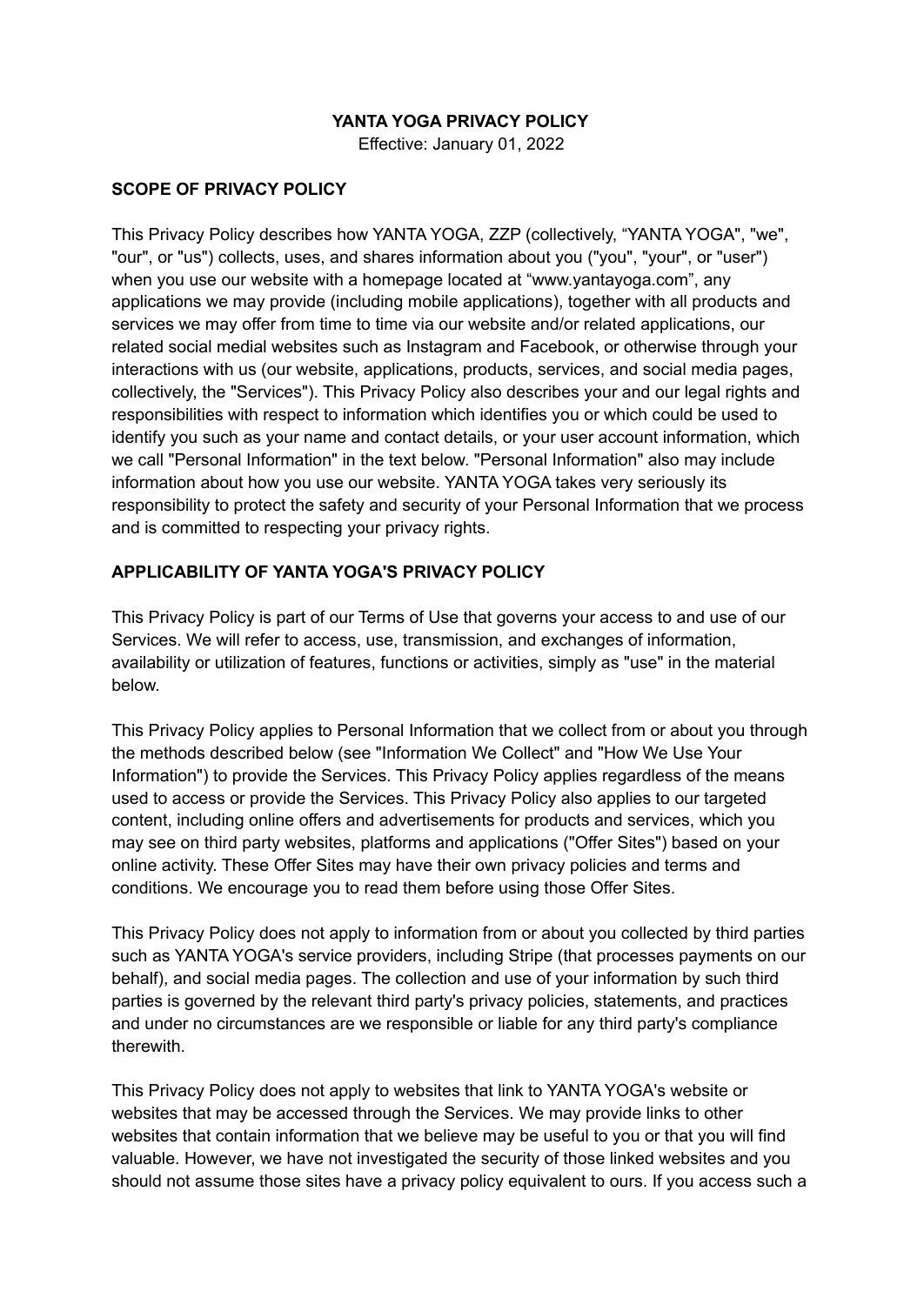**YANTA YOGA PRIVACY POLICY**

Effective: January 01, 2022

## SCOPE OF PRIVACY POLICY

This Privacy Policy describes how YANTA YOGA, ZZP (collectively, "YANTA YOGA", "we", "our", or "us") collects, uses, and shares information about you ("you", "your", or "user") when you use our website with a homepage located at "www.yantayoga.com", any applications we may provide (including mobile applications), together with all products and services we may offer from time to time via our website and/or related applications, our related social medial websites such as Instagram and Facebook, or otherwise through your interactions with us (our website, applications, products, services, and social media pages, collectively, the "Services"). This Privacy Policy also describes your and our legal rights and responsibilities with respect to information which identifies you or which could be used to identify you such as your name and contact details, or your user account information, which we call "Personal Information" in the text below. "Personal Information" also may include information about how you use our website. YANTA YOGA takes very seriously its responsibility to protect the safety and security of your Personal Information that we process and is committed to respecting your privacy rights.

## APPLICABILITY OF YANTA YOGA'S PRIVACY POLICY

This Privacy Policy is part of our Terms of Use that governs your access to and use of our Services. We will refer to access, use, transmission, and exchanges of information, availability or utilization of features, functions or activities, simply as "use" in the material below.

This Privacy Policy applies to Personal Information that we collect from or about you through the methods described below (see "Information We Collect" and "How We Use Your Information") to provide the Services. This Privacy Policy applies regardless of the means used to access or provide the Services. This Privacy Policy also applies to our targeted content, including online offers and advertisements for products and services, which you may see on third party websites, platforms and applications ("Offer Sites") based on your online activity. These Offer Sites may have their own privacy policies and terms and conditions. We encourage you to read them before using those Offer Sites.

This Privacy Policy does not apply to information from or about you collected by third parties such as YANTA YOGA's service providers, including Stripe (that processes payments on our behalf), and social media pages. The collection and use of your information by such third parties is governed by the relevant third party's privacy policies, statements, and practices and under no circumstances are we responsible or liable for any third party's compliance therewith.

This Privacy Policy does not apply to websites that link to YANTA YOGA's website or websites that may be accessed through the Services. We may provide links to other websites that contain information that we believe may be useful to you or that you will find valuable. However, we have not investigated the security of those linked websites and you should not assume those sites have a privacy policy equivalent to ours. If you access such a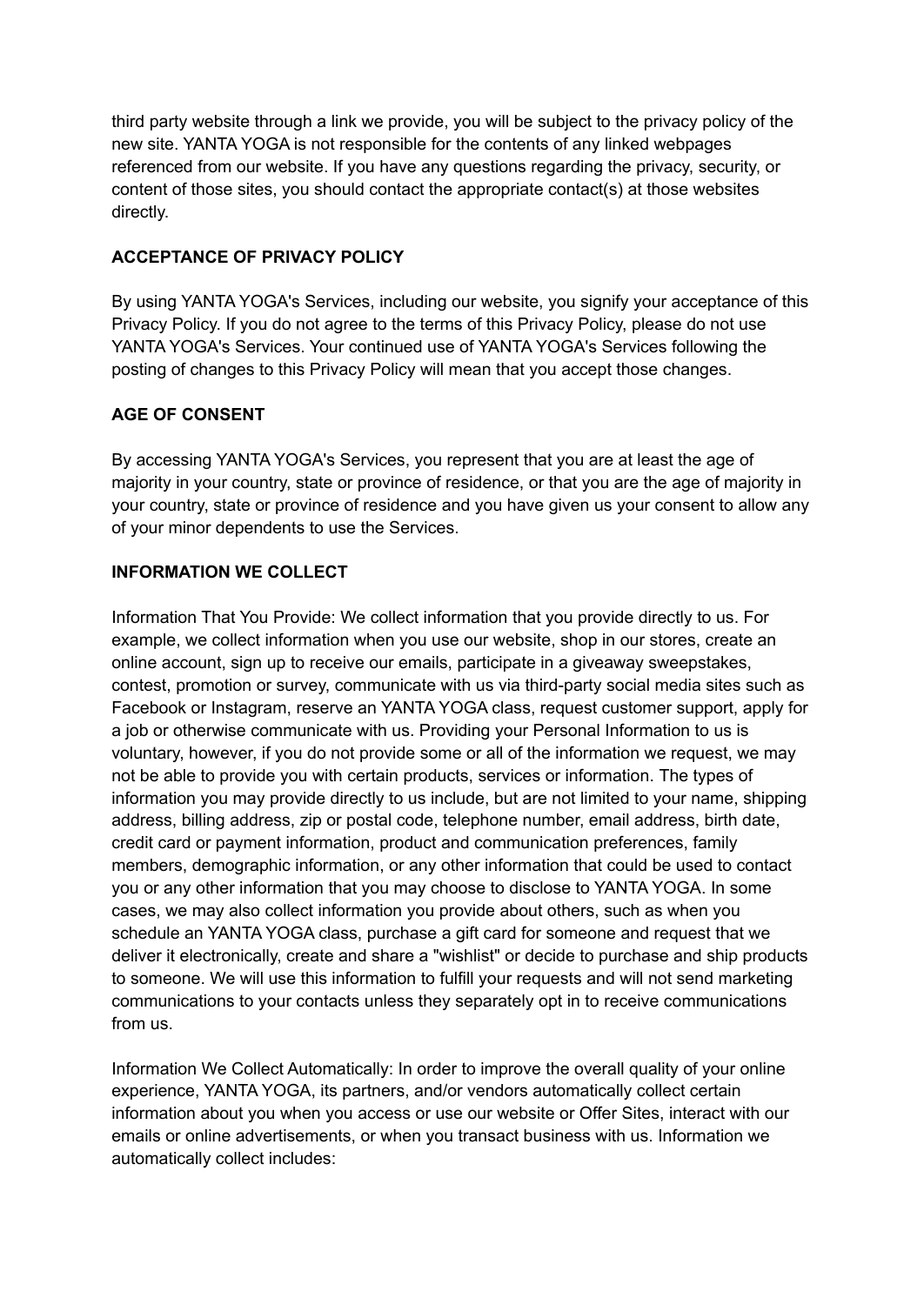third party website through a link we provide, you will be subject to the privacy policy of the new site. YANTA YOGA is not responsible for the contents of any linked webpages referenced from our website. If you have any questions regarding the privacy, security, or content of those sites, you should contact the appropriate contact(s) at those websites directly.

## ACCEPTANCE OF PRIVACY POLICY

By using YANTA YOGA's Services, including our website, you signify your acceptance of this Privacy Policy. If you do not agree to the terms of this Privacy Policy, please do not use YANTA YOGA's Services. Your continued use of YANTA YOGA's Services following the posting of changes to this Privacy Policy will mean that you accept those changes.

## AGE OF CONSENT

By accessing YANTA YOGA's Services, you represent that you are at least the age of majority in your country, state or province of residence, or that you are the age of majority in your country, state or province of residence and you have given us your consent to allow any of your minor dependents to use the Services.

## INFORMATION WE COLLECT

Information That You Provide: We collect information that you provide directly to us. For example, we collect information when you use our website, shop in our stores, create an online account, sign up to receive our emails, participate in a giveaway sweepstakes, contest, promotion or survey, communicate with us via third-party social media sites such as Facebook or Instagram, reserve an YANTA YOGA class, request customer support, apply for a job or otherwise communicate with us. Providing your Personal Information to us is voluntary, however, if you do not provide some or all of the information we request, we may not be able to provide you with certain products, services or information. The types of information you may provide directly to us include, but are not limited to your name, shipping address, billing address, zip or postal code, telephone number, email address, birth date, credit card or payment information, product and communication preferences, family members, demographic information, or any other information that could be used to contact you or any other information that you may choose to disclose to YANTA YOGA. In some cases, we may also collect information you provide about others, such as when you schedule an YANTA YOGA class, purchase a gift card for someone and request that we deliver it electronically, create and share a "wishlist" or decide to purchase and ship products to someone. We will use this information to fulfill your requests and will not send marketing communications to your contacts unless they separately opt in to receive communications from us.

Information We Collect Automatically: In order to improve the overall quality of your online experience, YANTA YOGA, its partners, and/or vendors automatically collect certain information about you when you access or use our website or Offer Sites, interact with our emails or online advertisements, or when you transact business with us. Information we automatically collect includes: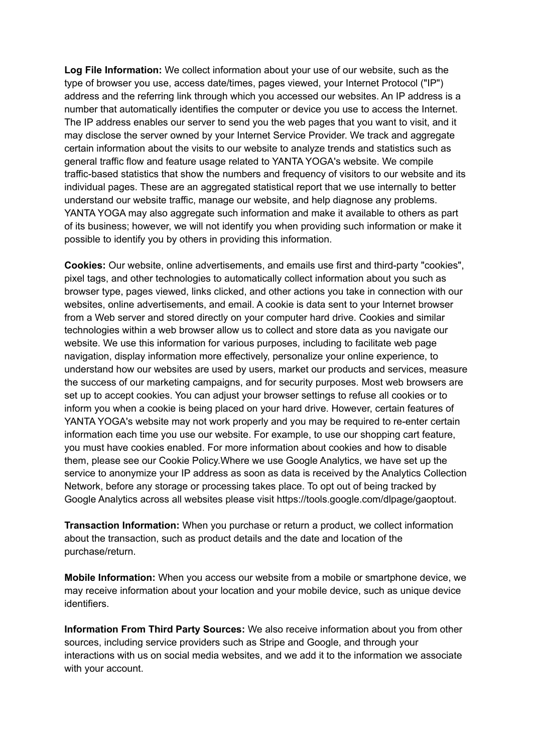**Log File Information:** We collect information about your use of our website, such as the type of browser you use, access date/times, pages viewed, your Internet Protocol ("IP") address and the referring link through which you accessed our websites. An IP address is a number that automatically identifies the computer or device you use to access the Internet. The IP address enables our server to send you the web pages that you want to visit, and it may disclose the server owned by your Internet Service Provider. We track and aggregate certain information about the visits to our website to analyze trends and statistics such as general traffic flow and feature usage related to YANTA YOGA's website. We compile traffic-based statistics that show the numbers and frequency of visitors to our website and its individual pages. These are an aggregated statistical report that we use internally to better understand our website traffic, manage our website, and help diagnose any problems. YANTA YOGA may also aggregate such information and make it available to others as part of its business; however, we will not identify you when providing such information or make it possible to identify you by others in providing this information.

**Cookies:** Our website, online advertisements, and emails use first and third-party "cookies", pixel tags, and other technologies to automatically collect information about you such as browser type, pages viewed, links clicked, and other actions you take in connection with our websites, online advertisements, and email. A cookie is data sent to your Internet browser from a Web server and stored directly on your computer hard drive. Cookies and similar technologies within a web browser allow us to collect and store data as you navigate our website. We use this information for various purposes, including to facilitate web page navigation, display information more effectively, personalize your online experience, to understand how our websites are used by users, market our products and services, measure the success of our marketing campaigns, and for security purposes. Most web browsers are set up to accept cookies. You can adjust your browser settings to refuse all cookies or to inform you when a cookie is being placed on your hard drive. However, certain features of YANTA YOGA's website may not work properly and you may be required to re-enter certain information each time you use our website. For example, to use our shopping cart feature, you must have cookies enabled. For more information about cookies and how to disable them, please see our Cookie Policy.Where we use Google Analytics, we have set up the service to anonymize your IP address as soon as data is received by the Analytics Collection Network, before any storage or processing takes place. To opt out of being tracked by Google Analytics across all websites please visit https://tools.google.com/dlpage/gaoptout.

**Transaction Information:** When you purchase or return a product, we collect information about the transaction, such as product details and the date and location of the purchase/return.

**Mobile Information:** When you access our website from a mobile or smartphone device, we may receive information about your location and your mobile device, such as unique device identifiers.

**Information From Third Party Sources:** We also receive information about you from other sources, including service providers such as Stripe and Google, and through your interactions with us on social media websites, and we add it to the information we associate with your account.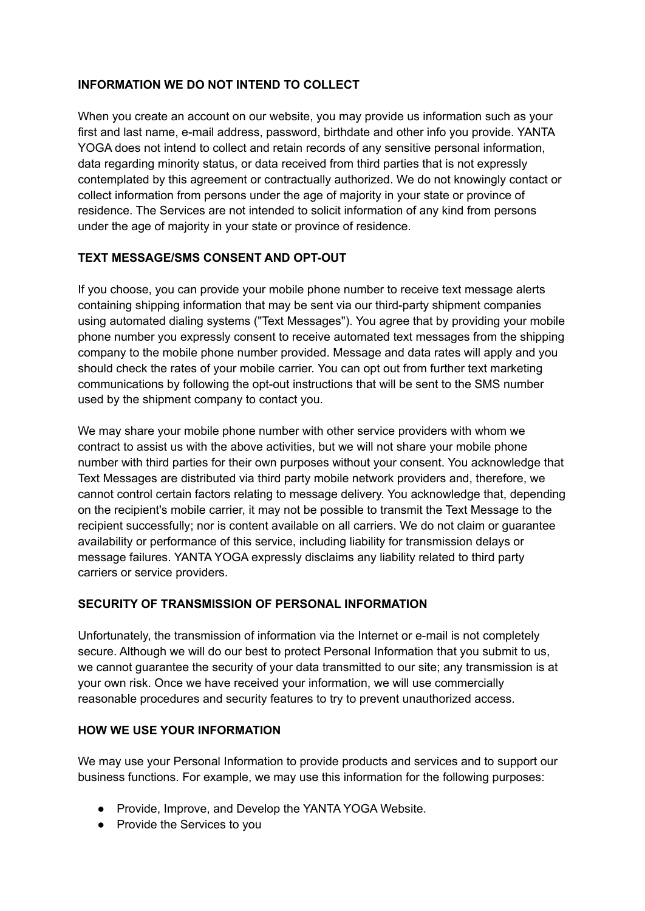**INFORMATION WE DO NOT INTEND TO COLLECT**

When you create an account on our website, you may provide us information such as your first and last name, e-mail address, password, birthdate and other info you provide. YANTA YOGA does not intend to collect and retain records of any sensitive personal information, data regarding minority status, or data received from third parties that is not expressly contemplated by this agreement or contractually authorized. We do not knowingly contact or collect information from persons under the age of majority in your state or province of residence. The Services are not intended to solicit information of any kind from persons under the age of majority in your state or province of residence.

**TEXT MESSAGE/SMS CONSENT AND OPT-OUT**

If you choose, you can provide your mobile phone number to receive text message alerts containing shipping information that may be sent via our third-party shipment companies using automated dialing systems ("Text Messages"). You agree that by providing your mobile phone number you expressly consent to receive automated text messages from the shipping company to the mobile phone number provided. Message and data rates will apply and you should check the rates of your mobile carrier. You can opt out from further text marketing communications by following the opt-out instructions that will be sent to the SMS number used by the shipment company to contact you.

We may share your mobile phone number with other service providers with whom we contract to assist us with the above activities, but we will not share your mobile phone number with third parties for their own purposes without your consent. You acknowledge that Text Messages are distributed via third party mobile network providers and, therefore, we cannot control certain factors relating to message delivery. You acknowledge that, depending on the recipient's mobile carrier, it may not be possible to transmit the Text Message to the recipient successfully; nor is content available on all carriers. We do not claim or guarantee availability or performance of this service, including liability for transmission delays or message failures. YANTA YOGA expressly disclaims any liability related to third party carriers or service providers.

**SECURITY OF TRANSMISSION OF PERSONAL INFORMATION**

Unfortunately, the transmission of information via the Internet or e-mail is not completely secure. Although we will do our best to protect Personal Information that you submit to us, we cannot guarantee the security of your data transmitted to our site; any transmission is at your own risk. Once we have received your information, we will use commercially reasonable procedures and security features to try to prevent unauthorized access.

**HOW WE USE YOUR INFORMATION**

We may use your Personal Information to provide products and services and to support our business functions. For example, we may use this information for the following purposes:

- Provide, Improve, and Develop the YANTA YOGA Website.
- Provide the Services to you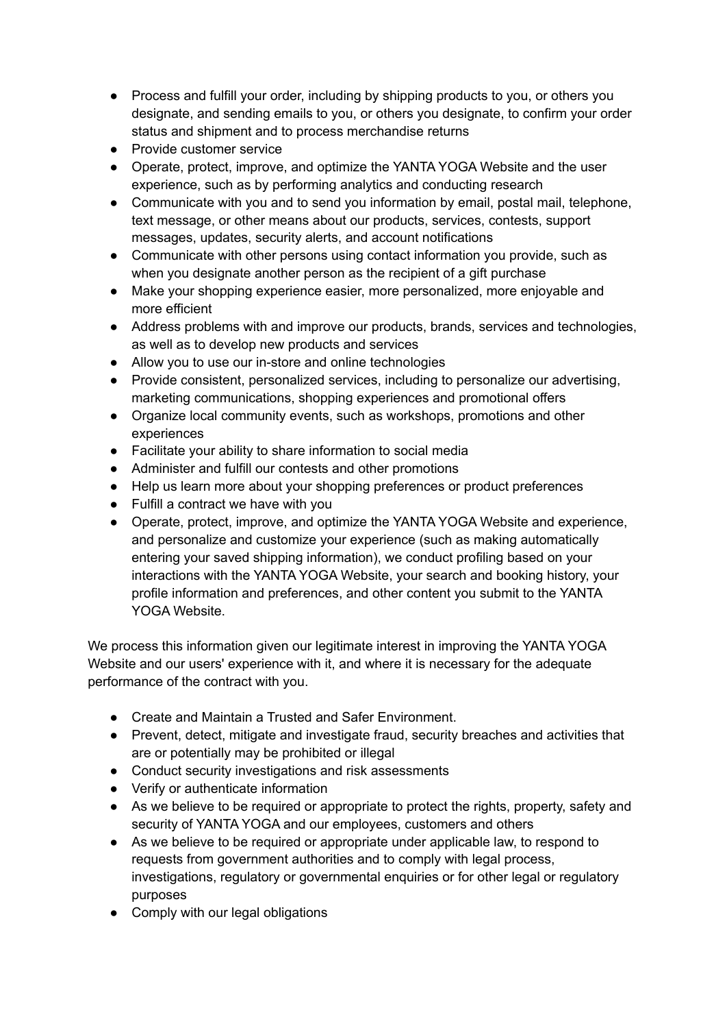- Process and fulfill your order, including by shipping products to you, or others you designate, and sending emails to you, or others you designate, to confirm your order status and shipment and to process merchandise returns
- Provide customer service
- Operate, protect, improve, and optimize the YANTA YOGA Website and the user experience, such as by performing analytics and conducting research
- Communicate with you and to send you information by email, postal mail, telephone, text message, or other means about our products, services, contests, support messages, updates, security alerts, and account notifications
- Communicate with other persons using contact information you provide, such as when you designate another person as the recipient of a gift purchase
- Make your shopping experience easier, more personalized, more enjoyable and more efficient
- Address problems with and improve our products, brands, services and technologies, as well as to develop new products and services
- Allow you to use our in-store and online technologies
- Provide consistent, personalized services, including to personalize our advertising, marketing communications, shopping experiences and promotional offers
- Organize local community events, such as workshops, promotions and other experiences
- Facilitate your ability to share information to social media
- Administer and fulfill our contests and other promotions
- Help us learn more about your shopping preferences or product preferences
- Fulfill a contract we have with you
- Operate, protect, improve, and optimize the YANTA YOGA Website and experience, and personalize and customize your experience (such as making automatically entering your saved shipping information), we conduct profiling based on your interactions with the YANTA YOGA Website, your search and booking history, your profile information and preferences, and other content you submit to the YANTA YOGA Website.

We process this information given our legitimate interest in improving the YANTA YOGA Website and our users' experience with it, and where it is necessary for the adequate performance of the contract with you.

- Create and Maintain a Trusted and Safer Environment.
- Prevent, detect, mitigate and investigate fraud, security breaches and activities that are or potentially may be prohibited or illegal
- Conduct security investigations and risk assessments
- Verify or authenticate information
- As we believe to be required or appropriate to protect the rights, property, safety and security of YANTA YOGA and our employees, customers and others
- As we believe to be required or appropriate under applicable law, to respond to requests from government authorities and to comply with legal process, investigations, regulatory or governmental enquiries or for other legal or regulatory purposes
- Comply with our legal obligations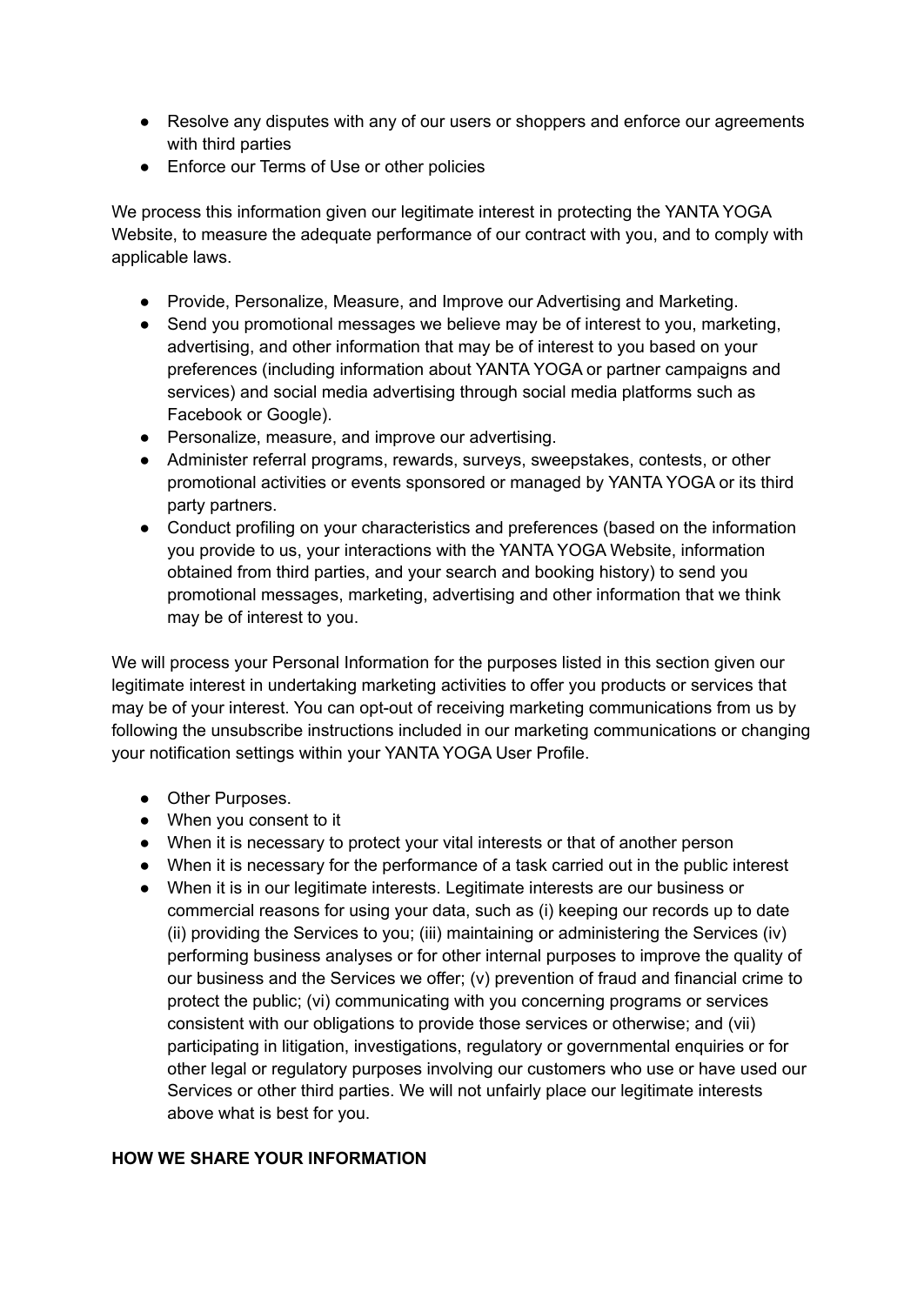- Resolve any disputes with any of our users or shoppers and enforce our agreements with third parties
- Enforce our Terms of Use or other policies

We process this information given our legitimate interest in protecting the YANTA YOGA Website, to measure the adequate performance of our contract with you, and to comply with applicable laws.

- Provide, Personalize, Measure, and Improve our Advertising and Marketing.
- Send you promotional messages we believe may be of interest to you, marketing, advertising, and other information that may be of interest to you based on your preferences (including information about YANTA YOGA or partner campaigns and services) and social media advertising through social media platforms such as Facebook or Google).
- Personalize, measure, and improve our advertising.
- Administer referral programs, rewards, surveys, sweepstakes, contests, or other promotional activities or events sponsored or managed by YANTA YOGA or its third party partners.
- Conduct profiling on your characteristics and preferences (based on the information you provide to us, your interactions with the YANTA YOGA Website, information obtained from third parties, and your search and booking history) to send you promotional messages, marketing, advertising and other information that we think may be of interest to you.

We will process your Personal Information for the purposes listed in this section given our legitimate interest in undertaking marketing activities to offer you products or services that may be of your interest. You can opt-out of receiving marketing communications from us by following the unsubscribe instructions included in our marketing communications or changing your notification settings within your YANTA YOGA User Profile.

- Other Purposes.
- When you consent to it
- When it is necessary to protect your vital interests or that of another person
- When it is necessary for the performance of a task carried out in the public interest
- When it is in our legitimate interests. Legitimate interests are our business or commercial reasons for using your data, such as (i) keeping our records up to date (ii) providing the Services to you; (iii) maintaining or administering the Services (iv) performing business analyses or for other internal purposes to improve the quality of our business and the Services we offer; (v) prevention of fraud and financial crime to protect the public; (vi) communicating with you concerning programs or services consistent with our obligations to provide those services or otherwise; and (vii) participating in litigation, investigations, regulatory or governmental enquiries or for other legal or regulatory purposes involving our customers who use or have used our Services or other third parties. We will not unfairly place our legitimate interests above what is best for you.

**HOW WE SHARE YOUR INFORMATION**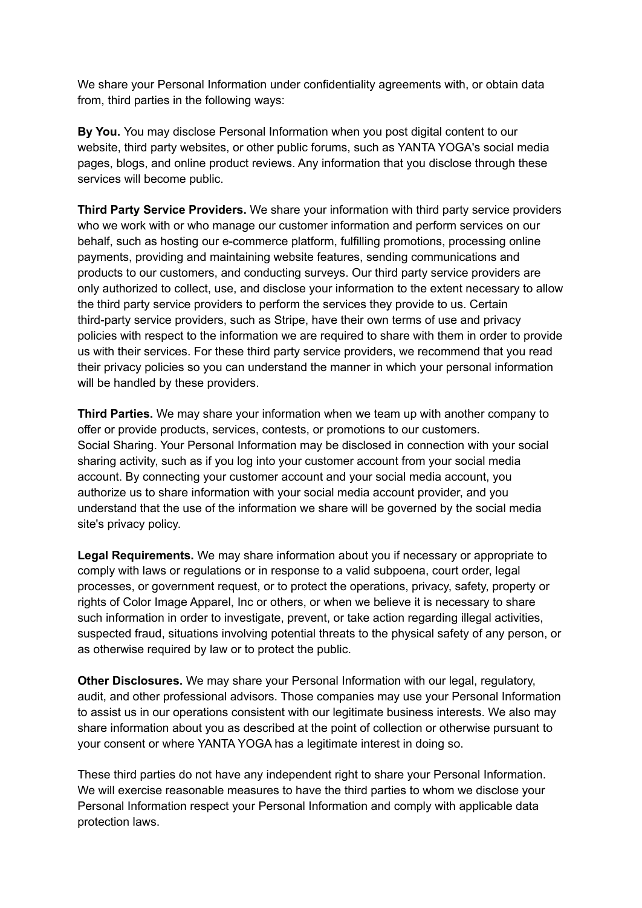We share your Personal Information under confidentiality agreements with, or obtain data from, third parties in the following ways:

**By You.** You may disclose Personal Information when you post digital content to our website, third party websites, or other public forums, such as YANTA YOGA's social media pages, blogs, and online product reviews. Any information that you disclose through these services will become public.

**Third Party Service Providers.** We share your information with third party service providers who we work with or who manage our customer information and perform services on our behalf, such as hosting our e-commerce platform, fulfilling promotions, processing online payments, providing and maintaining website features, sending communications and products to our customers, and conducting surveys. Our third party service providers are only authorized to collect, use, and disclose your information to the extent necessary to allow the third party service providers to perform the services they provide to us. Certain third-party service providers, such as Stripe, have their own terms of use and privacy policies with respect to the information we are required to share with them in order to provide us with their services. For these third party service providers, we recommend that you read their privacy policies so you can understand the manner in which your personal information will be handled by these providers.

**Third Parties.** We may share your information when we team up with another company to offer or provide products, services, contests, or promotions to our customers.
Social Sharing. Your Personal Information may be disclosed in connection with your social sharing activity, such as if you log into your customer account from your social media account. By connecting your customer account and your social media account, you authorize us to share information with your social media account provider, and you understand that the use of the information we share will be governed by the social media site's privacy policy.

**Legal Requirements.** We may share information about you if necessary or appropriate to comply with laws or regulations or in response to a valid subpoena, court order, legal processes, or government request, or to protect the operations, privacy, safety, property or rights of Color Image Apparel, Inc or others, or when we believe it is necessary to share such information in order to investigate, prevent, or take action regarding illegal activities, suspected fraud, situations involving potential threats to the physical safety of any person, or as otherwise required by law or to protect the public.

**Other Disclosures.** We may share your Personal Information with our legal, regulatory, audit, and other professional advisors. Those companies may use your Personal Information to assist us in our operations consistent with our legitimate business interests. We also may share information about you as described at the point of collection or otherwise pursuant to your consent or where YANTA YOGA has a legitimate interest in doing so.

These third parties do not have any independent right to share your Personal Information. We will exercise reasonable measures to have the third parties to whom we disclose your Personal Information respect your Personal Information and comply with applicable data protection laws.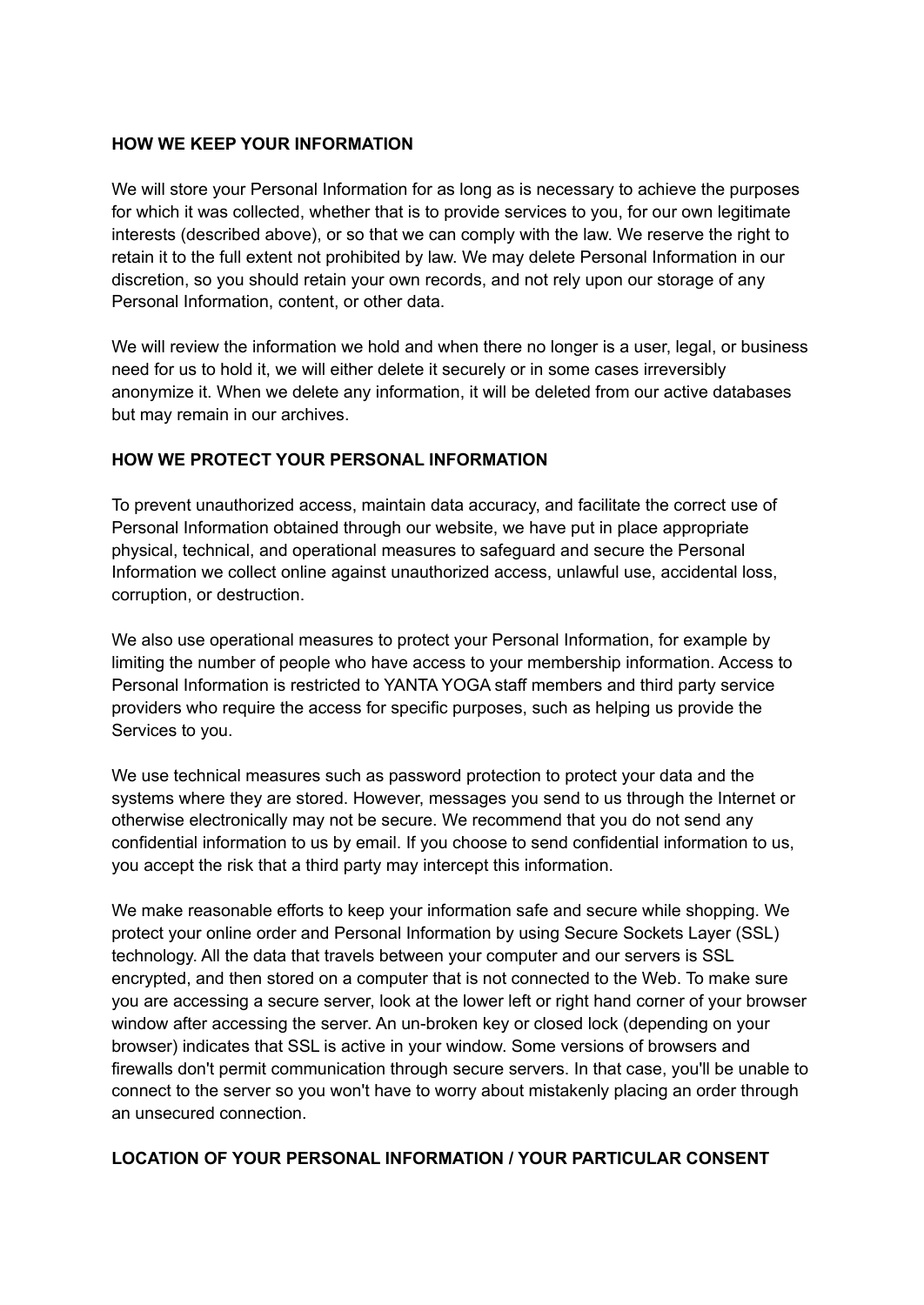**HOW WE KEEP YOUR INFORMATION**

We will store your Personal Information for as long as is necessary to achieve the purposes for which it was collected, whether that is to provide services to you, for our own legitimate interests (described above), or so that we can comply with the law. We reserve the right to retain it to the full extent not prohibited by law. We may delete Personal Information in our discretion, so you should retain your own records, and not rely upon our storage of any Personal Information, content, or other data.

We will review the information we hold and when there no longer is a user, legal, or business need for us to hold it, we will either delete it securely or in some cases irreversibly anonymize it. When we delete any information, it will be deleted from our active databases but may remain in our archives.

**HOW WE PROTECT YOUR PERSONAL INFORMATION**

To prevent unauthorized access, maintain data accuracy, and facilitate the correct use of Personal Information obtained through our website, we have put in place appropriate physical, technical, and operational measures to safeguard and secure the Personal Information we collect online against unauthorized access, unlawful use, accidental loss, corruption, or destruction.

We also use operational measures to protect your Personal Information, for example by limiting the number of people who have access to your membership information. Access to Personal Information is restricted to YANTA YOGA staff members and third party service providers who require the access for specific purposes, such as helping us provide the Services to you.

We use technical measures such as password protection to protect your data and the systems where they are stored. However, messages you send to us through the Internet or otherwise electronically may not be secure. We recommend that you do not send any confidential information to us by email. If you choose to send confidential information to us, you accept the risk that a third party may intercept this information.

We make reasonable efforts to keep your information safe and secure while shopping. We protect your online order and Personal Information by using Secure Sockets Layer (SSL) technology. All the data that travels between your computer and our servers is SSL encrypted, and then stored on a computer that is not connected to the Web. To make sure you are accessing a secure server, look at the lower left or right hand corner of your browser window after accessing the server. An un-broken key or closed lock (depending on your browser) indicates that SSL is active in your window. Some versions of browsers and firewalls don't permit communication through secure servers. In that case, you'll be unable to connect to the server so you won't have to worry about mistakenly placing an order through an unsecured connection.

**LOCATION OF YOUR PERSONAL INFORMATION / YOUR PARTICULAR CONSENT**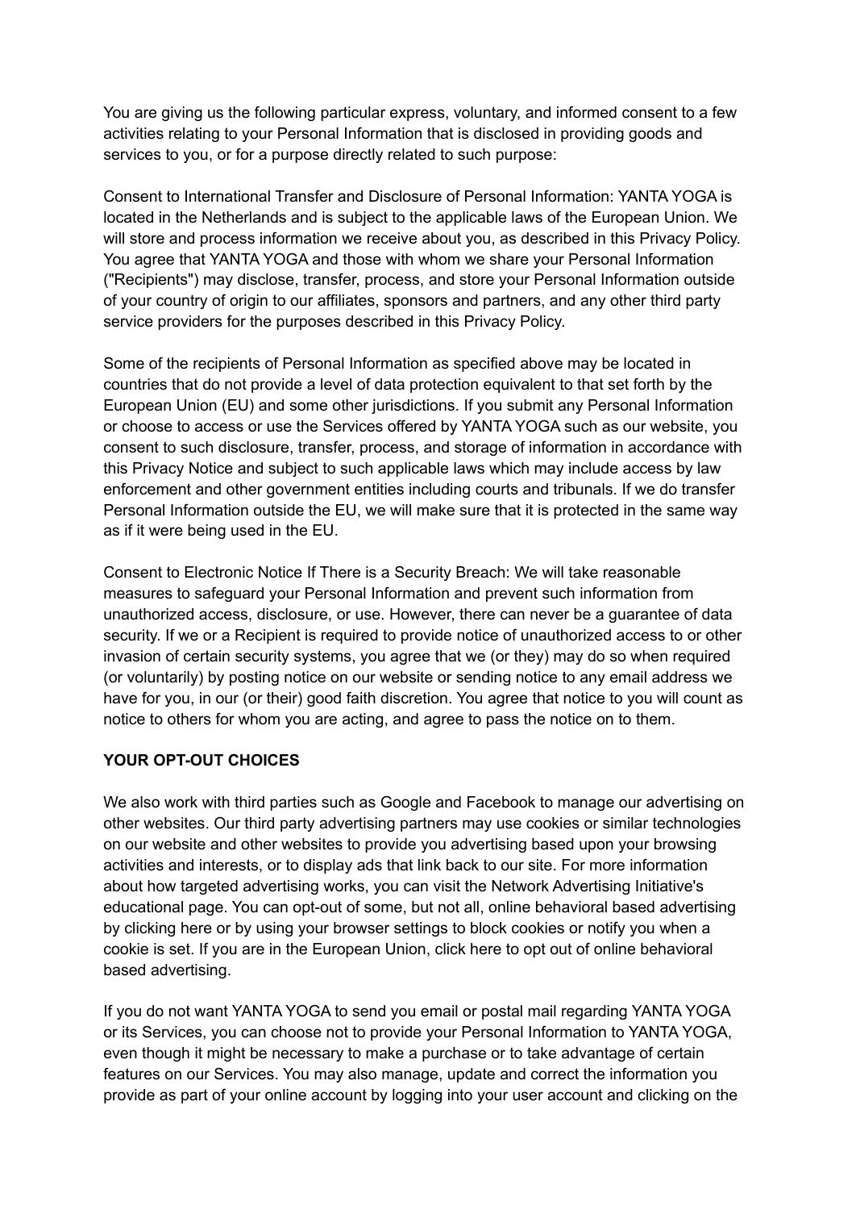You are giving us the following particular express, voluntary, and informed consent to a few activities relating to your Personal Information that is disclosed in providing goods and services to you, or for a purpose directly related to such purpose:

Consent to International Transfer and Disclosure of Personal Information: YANTA YOGA is located in the Netherlands and is subject to the applicable laws of the European Union. We will store and process information we receive about you, as described in this Privacy Policy. You agree that YANTA YOGA and those with whom we share your Personal Information ("Recipients") may disclose, transfer, process, and store your Personal Information outside of your country of origin to our affiliates, sponsors and partners, and any other third party service providers for the purposes described in this Privacy Policy.

Some of the recipients of Personal Information as specified above may be located in countries that do not provide a level of data protection equivalent to that set forth by the European Union (EU) and some other jurisdictions. If you submit any Personal Information or choose to access or use the Services offered by YANTA YOGA such as our website, you consent to such disclosure, transfer, process, and storage of information in accordance with this Privacy Notice and subject to such applicable laws which may include access by law enforcement and other government entities including courts and tribunals. If we do transfer Personal Information outside the EU, we will make sure that it is protected in the same way as if it were being used in the EU.

Consent to Electronic Notice If There is a Security Breach: We will take reasonable measures to safeguard your Personal Information and prevent such information from unauthorized access, disclosure, or use. However, there can never be a guarantee of data security. If we or a Recipient is required to provide notice of unauthorized access to or other invasion of certain security systems, you agree that we (or they) may do so when required (or voluntarily) by posting notice on our website or sending notice to any email address we have for you, in our (or their) good faith discretion. You agree that notice to you will count as notice to others for whom you are acting, and agree to pass the notice on to them.

**YOUR OPT-OUT CHOICES**

We also work with third parties such as Google and Facebook to manage our advertising on other websites. Our third party advertising partners may use cookies or similar technologies on our website and other websites to provide you advertising based upon your browsing activities and interests, or to display ads that link back to our site. For more information about how targeted advertising works, you can visit the Network Advertising Initiative's educational page. You can opt-out of some, but not all, online behavioral based advertising by clicking here or by using your browser settings to block cookies or notify you when a cookie is set. If you are in the European Union, click here to opt out of online behavioral based advertising.

If you do not want YANTA YOGA to send you email or postal mail regarding YANTA YOGA or its Services, you can choose not to provide your Personal Information to YANTA YOGA, even though it might be necessary to make a purchase or to take advantage of certain features on our Services. You may also manage, update and correct the information you provide as part of your online account by logging into your user account and clicking on the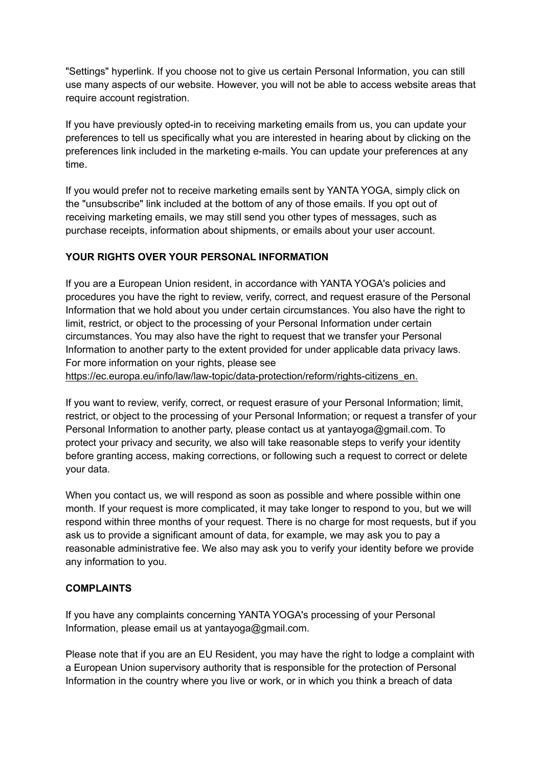"Settings" hyperlink. If you choose not to give us certain Personal Information, you can still use many aspects of our website. However, you will not be able to access website areas that require account registration.

If you have previously opted-in to receiving marketing emails from us, you can update your preferences to tell us specifically what you are interested in hearing about by clicking on the preferences link included in the marketing e-mails. You can update your preferences at any time.

If you would prefer not to receive marketing emails sent by YANTA YOGA, simply click on the "unsubscribe" link included at the bottom of any of those emails. If you opt out of receiving marketing emails, we may still send you other types of messages, such as purchase receipts, information about shipments, or emails about your user account.

**YOUR RIGHTS OVER YOUR PERSONAL INFORMATION**

If you are a European Union resident, in accordance with YANTA YOGA's policies and procedures you have the right to review, verify, correct, and request erasure of the Personal Information that we hold about you under certain circumstances. You also have the right to limit, restrict, or object to the processing of your Personal Information under certain circumstances. You may also have the right to request that we transfer your Personal Information to another party to the extent provided for under applicable data privacy laws. For more information on your rights, please see https://ec.europa.eu/info/law/law-topic/data-protection/reform/rights-citizens_en.

If you want to review, verify, correct, or request erasure of your Personal Information; limit, restrict, or object to the processing of your Personal Information; or request a transfer of your Personal Information to another party, please contact us at yantayoga@gmail.com. To protect your privacy and security, we also will take reasonable steps to verify your identity before granting access, making corrections, or following such a request to correct or delete your data.

When you contact us, we will respond as soon as possible and where possible within one month. If your request is more complicated, it may take longer to respond to you, but we will respond within three months of your request. There is no charge for most requests, but if you ask us to provide a significant amount of data, for example, we may ask you to pay a reasonable administrative fee. We also may ask you to verify your identity before we provide any information to you.

**COMPLAINTS**

If you have any complaints concerning YANTA YOGA's processing of your Personal Information, please email us at yantayoga@gmail.com.

Please note that if you are an EU Resident, you may have the right to lodge a complaint with a European Union supervisory authority that is responsible for the protection of Personal Information in the country where you live or work, or in which you think a breach of data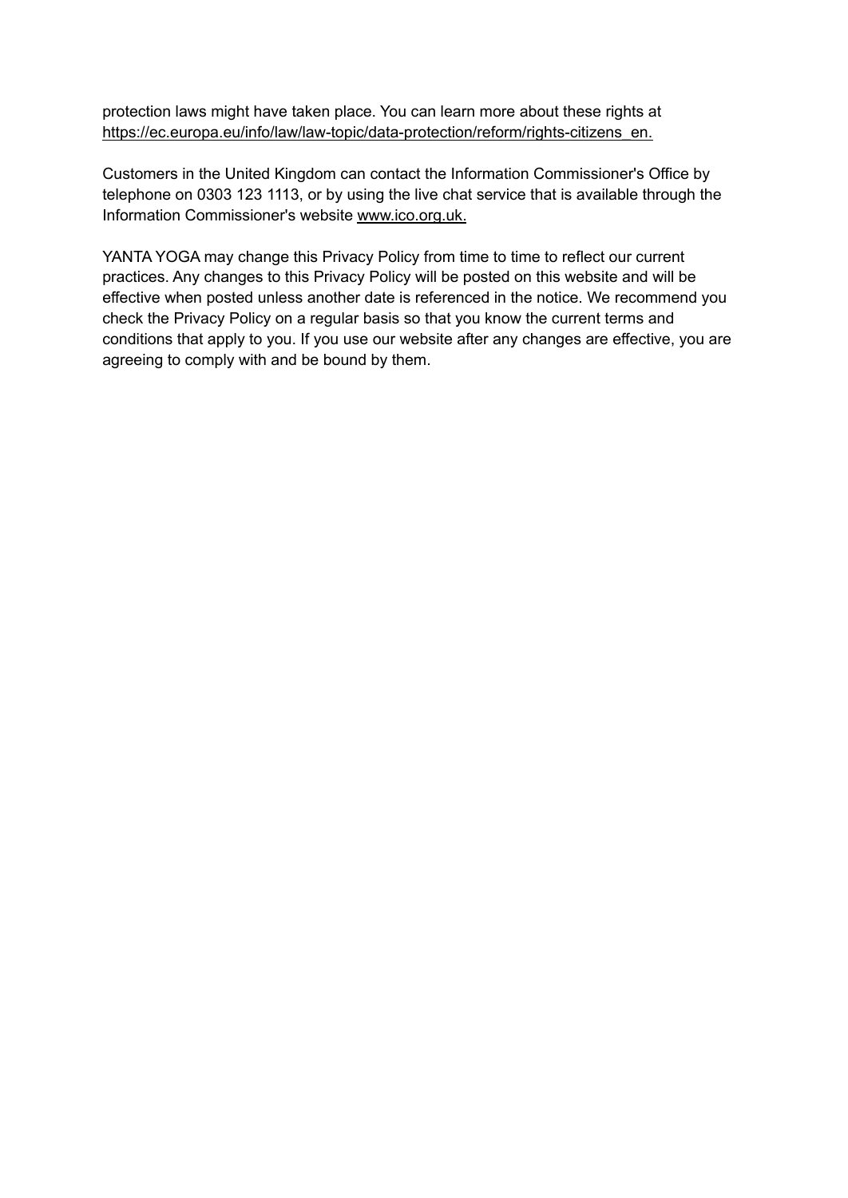protection laws might have taken place. You can learn more about these rights at https://ec.europa.eu/info/law/law-topic/data-protection/reform/rights-citizens_en.

Customers in the United Kingdom can contact the Information Commissioner's Office by telephone on 0303 123 1113, or by using the live chat service that is available through the Information Commissioner's website www.ico.org.uk.

YANTA YOGA may change this Privacy Policy from time to time to reflect our current practices. Any changes to this Privacy Policy will be posted on this website and will be effective when posted unless another date is referenced in the notice. We recommend you check the Privacy Policy on a regular basis so that you know the current terms and conditions that apply to you. If you use our website after any changes are effective, you are agreeing to comply with and be bound by them.